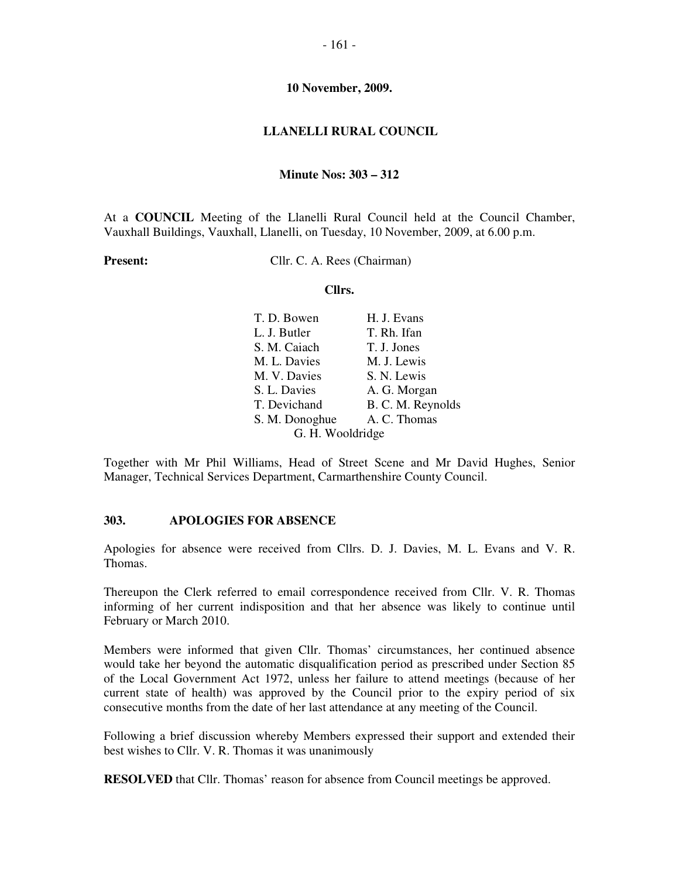**10 November, 2009.**

# LLANELLI RURAL COUNCIL

**Minute Nos: 303 – 312**

At a **COUNCIL** Meeting of the Llanelli Rural Council held at the Council Chamber, Vauxhall Buildings, Vauxhall, Llanelli, on Tuesday, 10 November, 2009, at 6.00 p.m.

**Present:** Cllr. C. A. Rees (Chairman)

**Cllrs.**

| | |
|---|---|
| T. D. Bowen | H. J. Evans |
| L. J. Butler | T. Rh. Ifan |
| S. M. Caiach | T. J. Jones |
| M. L. Davies | M. J. Lewis |
| M. V. Davies | S. N. Lewis |
| S. L. Davies | A. G. Morgan |
| T. Devichand | B. C. M. Reynolds |
| S. M. Donoghue | A. C. Thomas |
| G. H. Wooldridge | |

Together with Mr Phil Williams, Head of Street Scene and Mr David Hughes, Senior Manager, Technical Services Department, Carmarthenshire County Council.

## 303. APOLOGIES FOR ABSENCE

Apologies for absence were received from Cllrs. D. J. Davies, M. L. Evans and V. R. Thomas.

Thereupon the Clerk referred to email correspondence received from Cllr. V. R. Thomas informing of her current indisposition and that her absence was likely to continue until February or March 2010.

Members were informed that given Cllr. Thomas' circumstances, her continued absence would take her beyond the automatic disqualification period as prescribed under Section 85 of the Local Government Act 1972, unless her failure to attend meetings (because of her current state of health) was approved by the Council prior to the expiry period of six consecutive months from the date of her last attendance at any meeting of the Council.

Following a brief discussion whereby Members expressed their support and extended their best wishes to Cllr. V. R. Thomas it was unanimously

**RESOLVED** that Cllr. Thomas' reason for absence from Council meetings be approved.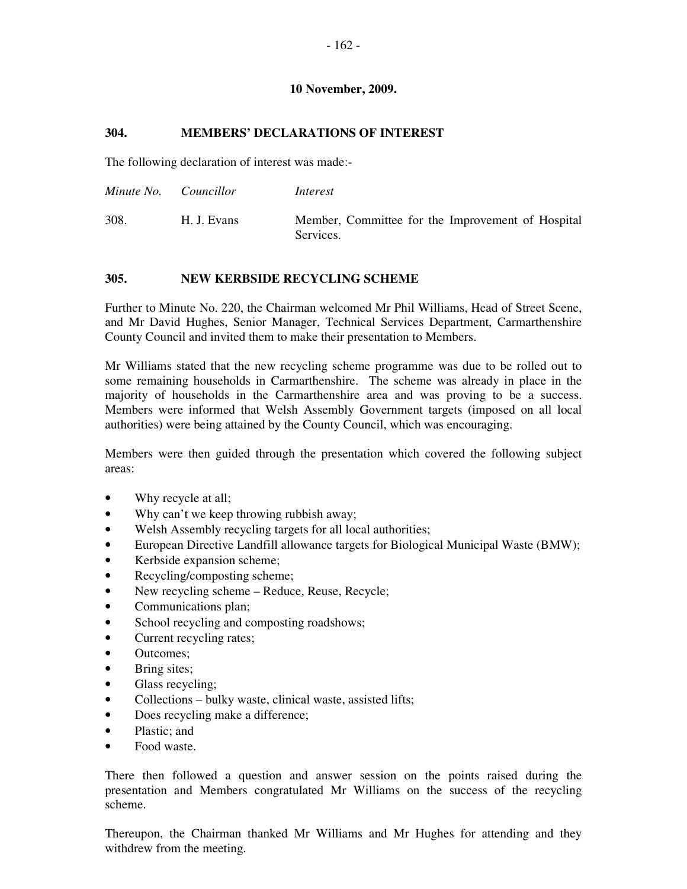**10 November, 2009.**

## 304. MEMBERS' DECLARATIONS OF INTEREST

The following declaration of interest was made:-

| *Minute No.* | *Councillor* | *Interest* |
|---|---|---|
| 308. | H. J. Evans | Member, Committee for the Improvement of Hospital Services. |

## 305. NEW KERBSIDE RECYCLING SCHEME

Further to Minute No. 220, the Chairman welcomed Mr Phil Williams, Head of Street Scene, and Mr David Hughes, Senior Manager, Technical Services Department, Carmarthenshire County Council and invited them to make their presentation to Members.

Mr Williams stated that the new recycling scheme programme was due to be rolled out to some remaining households in Carmarthenshire. The scheme was already in place in the majority of households in the Carmarthenshire area and was proving to be a success. Members were informed that Welsh Assembly Government targets (imposed on all local authorities) were being attained by the County Council, which was encouraging.

Members were then guided through the presentation which covered the following subject areas:

- Why recycle at all;
- Why can't we keep throwing rubbish away;
- Welsh Assembly recycling targets for all local authorities;
- European Directive Landfill allowance targets for Biological Municipal Waste (BMW);
- Kerbside expansion scheme;
- Recycling/composting scheme;
- New recycling scheme – Reduce, Reuse, Recycle;
- Communications plan;
- School recycling and composting roadshows;
- Current recycling rates;
- Outcomes;
- Bring sites;
- Glass recycling;
- Collections – bulky waste, clinical waste, assisted lifts;
- Does recycling make a difference;
- Plastic; and
- Food waste.

There then followed a question and answer session on the points raised during the presentation and Members congratulated Mr Williams on the success of the recycling scheme.

Thereupon, the Chairman thanked Mr Williams and Mr Hughes for attending and they withdrew from the meeting.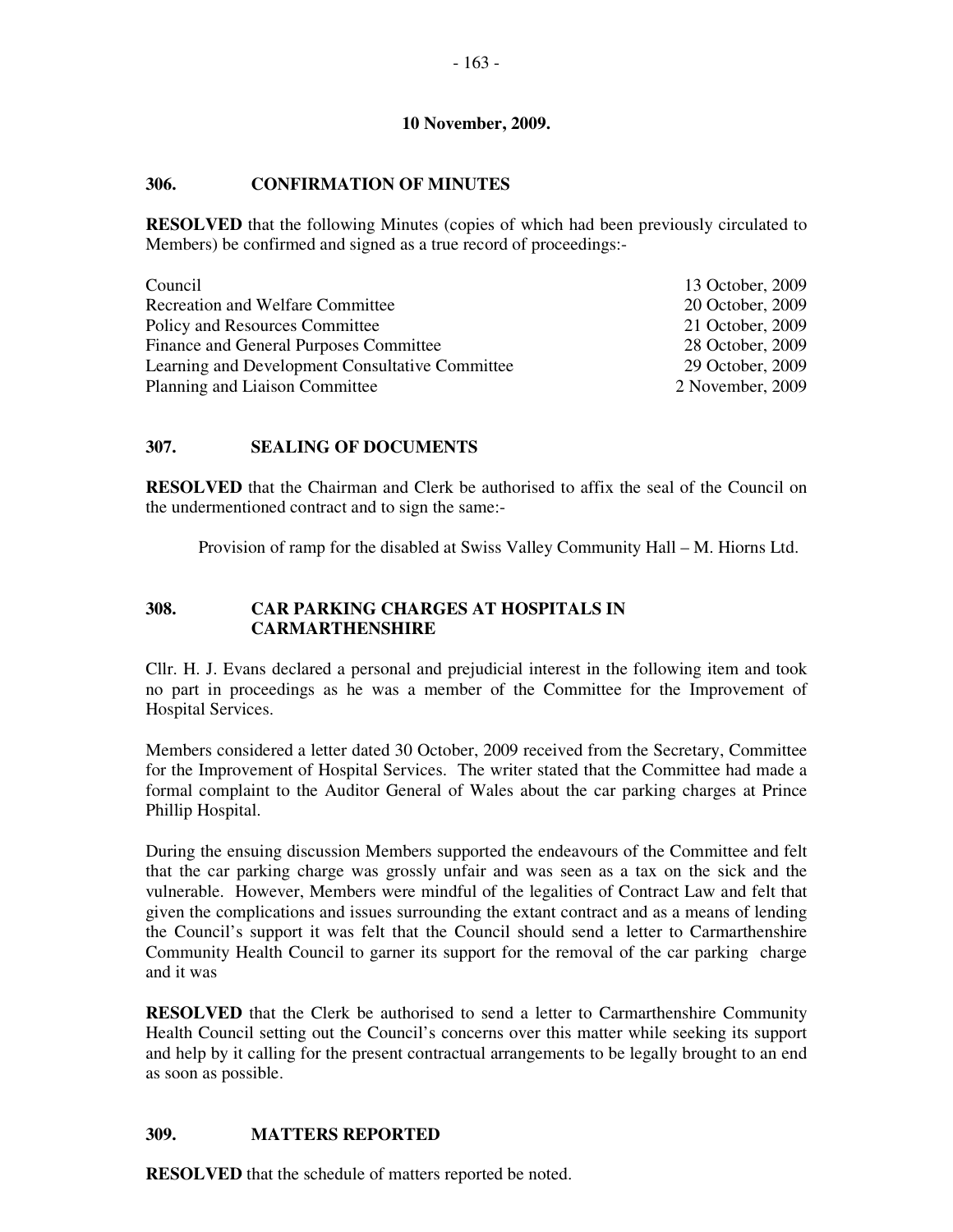**10 November, 2009.**

## 306. CONFIRMATION OF MINUTES

**RESOLVED** that the following Minutes (copies of which had been previously circulated to Members) be confirmed and signed as a true record of proceedings:-

| | |
|---|---|
| Council | 13 October, 2009 |
| Recreation and Welfare Committee | 20 October, 2009 |
| Policy and Resources Committee | 21 October, 2009 |
| Finance and General Purposes Committee | 28 October, 2009 |
| Learning and Development Consultative Committee | 29 October, 2009 |
| Planning and Liaison Committee | 2 November, 2009 |

## 307. SEALING OF DOCUMENTS

**RESOLVED** that the Chairman and Clerk be authorised to affix the seal of the Council on the undermentioned contract and to sign the same:-

Provision of ramp for the disabled at Swiss Valley Community Hall – M. Hiorns Ltd.

## 308. CAR PARKING CHARGES AT HOSPITALS IN CARMARTHENSHIRE

Cllr. H. J. Evans declared a personal and prejudicial interest in the following item and took no part in proceedings as he was a member of the Committee for the Improvement of Hospital Services.

Members considered a letter dated 30 October, 2009 received from the Secretary, Committee for the Improvement of Hospital Services. The writer stated that the Committee had made a formal complaint to the Auditor General of Wales about the car parking charges at Prince Phillip Hospital.

During the ensuing discussion Members supported the endeavours of the Committee and felt that the car parking charge was grossly unfair and was seen as a tax on the sick and the vulnerable. However, Members were mindful of the legalities of Contract Law and felt that given the complications and issues surrounding the extant contract and as a means of lending the Council's support it was felt that the Council should send a letter to Carmarthenshire Community Health Council to garner its support for the removal of the car parking charge and it was

**RESOLVED** that the Clerk be authorised to send a letter to Carmarthenshire Community Health Council setting out the Council's concerns over this matter while seeking its support and help by it calling for the present contractual arrangements to be legally brought to an end as soon as possible.

## 309. MATTERS REPORTED

**RESOLVED** that the schedule of matters reported be noted.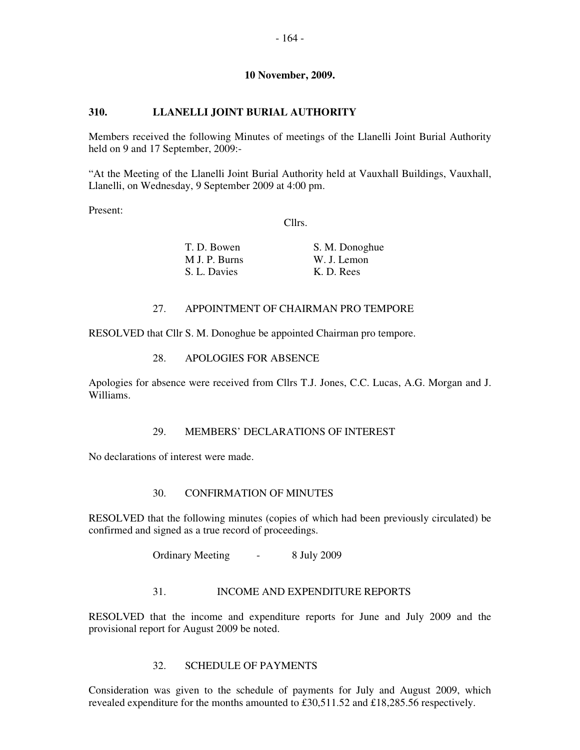**10 November, 2009.**

## 310. LLANELLI JOINT BURIAL AUTHORITY

Members received the following Minutes of meetings of the Llanelli Joint Burial Authority held on 9 and 17 September, 2009:-

"At the Meeting of the Llanelli Joint Burial Authority held at Vauxhall Buildings, Vauxhall, Llanelli, on Wednesday, 9 September 2009 at 4:00 pm.

Present:

Cllrs.

| | |
|---|---|
| T. D. Bowen | S. M. Donoghue |
| M J. P. Burns | W. J. Lemon |
| S. L. Davies | K. D. Rees |

### 27. APPOINTMENT OF CHAIRMAN PRO TEMPORE

RESOLVED that Cllr S. M. Donoghue be appointed Chairman pro tempore.

### 28. APOLOGIES FOR ABSENCE

Apologies for absence were received from Cllrs T.J. Jones, C.C. Lucas, A.G. Morgan and J. Williams.

### 29. MEMBERS' DECLARATIONS OF INTEREST

No declarations of interest were made.

### 30. CONFIRMATION OF MINUTES

RESOLVED that the following minutes (copies of which had been previously circulated) be confirmed and signed as a true record of proceedings.

Ordinary Meeting - 8 July 2009

### 31. INCOME AND EXPENDITURE REPORTS

RESOLVED that the income and expenditure reports for June and July 2009 and the provisional report for August 2009 be noted.

### 32. SCHEDULE OF PAYMENTS

Consideration was given to the schedule of payments for July and August 2009, which revealed expenditure for the months amounted to £30,511.52 and £18,285.56 respectively.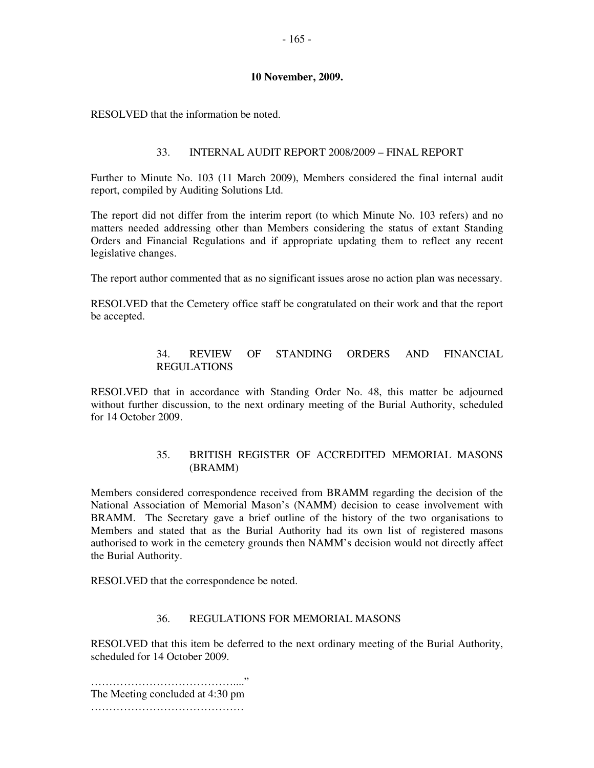**10 November, 2009.**

RESOLVED that the information be noted.

### 33. INTERNAL AUDIT REPORT 2008/2009 – FINAL REPORT

Further to Minute No. 103 (11 March 2009), Members considered the final internal audit report, compiled by Auditing Solutions Ltd.

The report did not differ from the interim report (to which Minute No. 103 refers) and no matters needed addressing other than Members considering the status of extant Standing Orders and Financial Regulations and if appropriate updating them to reflect any recent legislative changes.

The report author commented that as no significant issues arose no action plan was necessary.

RESOLVED that the Cemetery office staff be congratulated on their work and that the report be accepted.

### 34. REVIEW OF STANDING ORDERS AND FINANCIAL REGULATIONS

RESOLVED that in accordance with Standing Order No. 48, this matter be adjourned without further discussion, to the next ordinary meeting of the Burial Authority, scheduled for 14 October 2009.

### 35. BRITISH REGISTER OF ACCREDITED MEMORIAL MASONS (BRAMM)

Members considered correspondence received from BRAMM regarding the decision of the National Association of Memorial Mason's (NAMM) decision to cease involvement with BRAMM. The Secretary gave a brief outline of the history of the two organisations to Members and stated that as the Burial Authority had its own list of registered masons authorised to work in the cemetery grounds then NAMM's decision would not directly affect the Burial Authority.

RESOLVED that the correspondence be noted.

### 36. REGULATIONS FOR MEMORIAL MASONS

RESOLVED that this item be deferred to the next ordinary meeting of the Burial Authority, scheduled for 14 October 2009.

…………………………………...."

The Meeting concluded at 4:30 pm

……………………………………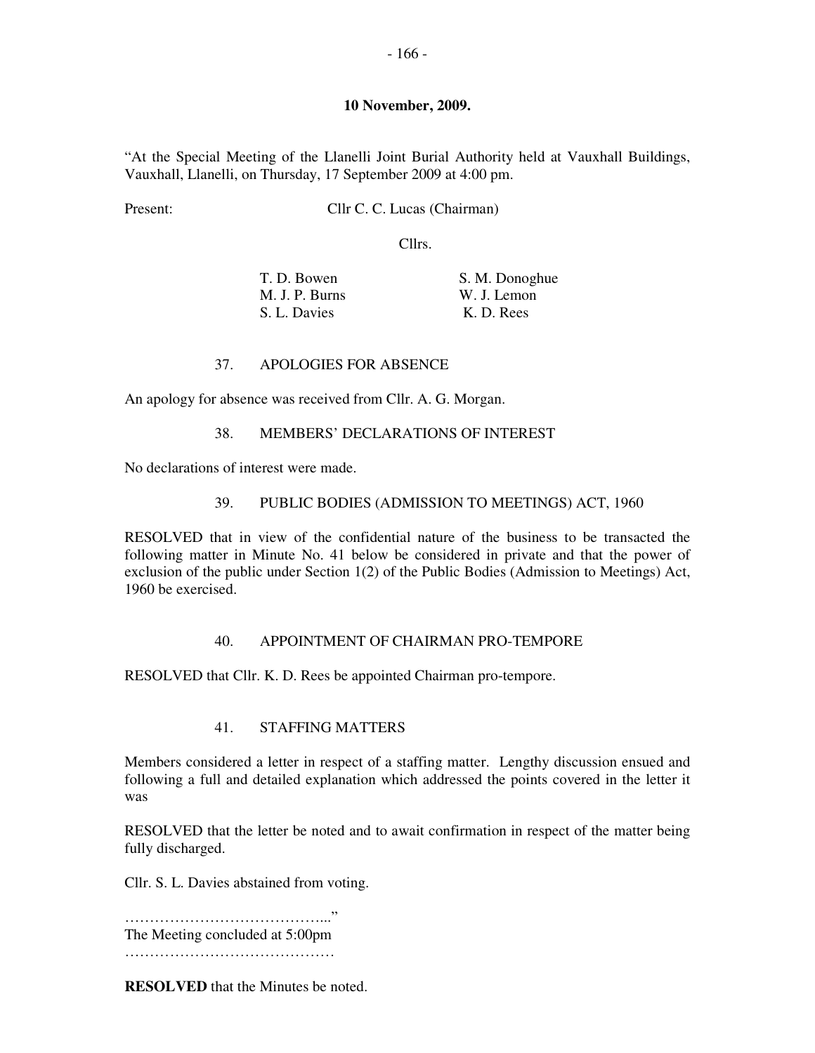**10 November, 2009.**

"At the Special Meeting of the Llanelli Joint Burial Authority held at Vauxhall Buildings, Vauxhall, Llanelli, on Thursday, 17 September 2009 at 4:00 pm.

Present: Cllr C. C. Lucas (Chairman)

Cllrs.

| | |
|---|---|
| T. D. Bowen | S. M. Donoghue |
| M. J. P. Burns | W. J. Lemon |
| S. L. Davies | K. D. Rees |

37. APOLOGIES FOR ABSENCE

An apology for absence was received from Cllr. A. G. Morgan.

38. MEMBERS' DECLARATIONS OF INTEREST

No declarations of interest were made.

39. PUBLIC BODIES (ADMISSION TO MEETINGS) ACT, 1960

RESOLVED that in view of the confidential nature of the business to be transacted the following matter in Minute No. 41 below be considered in private and that the power of exclusion of the public under Section 1(2) of the Public Bodies (Admission to Meetings) Act, 1960 be exercised.

40. APPOINTMENT OF CHAIRMAN PRO-TEMPORE

RESOLVED that Cllr. K. D. Rees be appointed Chairman pro-tempore.

41. STAFFING MATTERS

Members considered a letter in respect of a staffing matter. Lengthy discussion ensued and following a full and detailed explanation which addressed the points covered in the letter it was

RESOLVED that the letter be noted and to await confirmation in respect of the matter being fully discharged.

Cllr. S. L. Davies abstained from voting.

…………………………………..."

The Meeting concluded at 5:00pm

……………………………………

**RESOLVED** that the Minutes be noted.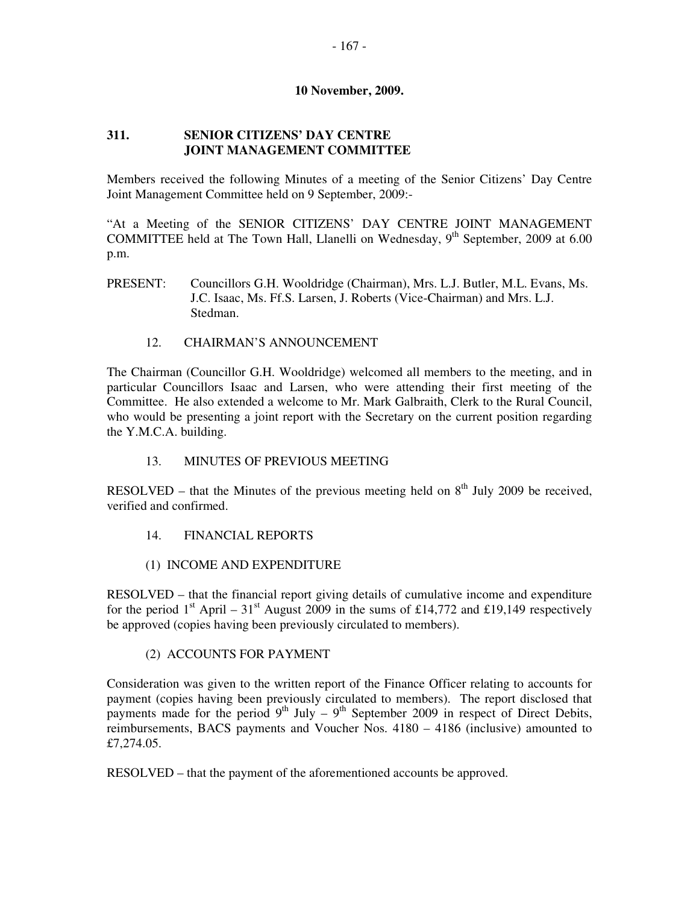**10 November, 2009.**

## 311. SENIOR CITIZENS' DAY CENTRE JOINT MANAGEMENT COMMITTEE

Members received the following Minutes of a meeting of the Senior Citizens' Day Centre Joint Management Committee held on 9 September, 2009:-

"At a Meeting of the SENIOR CITIZENS' DAY CENTRE JOINT MANAGEMENT COMMITTEE held at The Town Hall, Llanelli on Wednesday, 9th September, 2009 at 6.00 p.m.

PRESENT: Councillors G.H. Wooldridge (Chairman), Mrs. L.J. Butler, M.L. Evans, Ms. J.C. Isaac, Ms. Ff.S. Larsen, J. Roberts (Vice-Chairman) and Mrs. L.J. Stedman.

12. CHAIRMAN'S ANNOUNCEMENT

The Chairman (Councillor G.H. Wooldridge) welcomed all members to the meeting, and in particular Councillors Isaac and Larsen, who were attending their first meeting of the Committee. He also extended a welcome to Mr. Mark Galbraith, Clerk to the Rural Council, who would be presenting a joint report with the Secretary on the current position regarding the Y.M.C.A. building.

13. MINUTES OF PREVIOUS MEETING

RESOLVED – that the Minutes of the previous meeting held on 8th July 2009 be received, verified and confirmed.

14. FINANCIAL REPORTS

(1) INCOME AND EXPENDITURE

RESOLVED – that the financial report giving details of cumulative income and expenditure for the period 1st April – 31st August 2009 in the sums of £14,772 and £19,149 respectively be approved (copies having been previously circulated to members).

(2) ACCOUNTS FOR PAYMENT

Consideration was given to the written report of the Finance Officer relating to accounts for payment (copies having been previously circulated to members). The report disclosed that payments made for the period 9th July – 9th September 2009 in respect of Direct Debits, reimbursements, BACS payments and Voucher Nos. 4180 – 4186 (inclusive) amounted to £7,274.05.

RESOLVED – that the payment of the aforementioned accounts be approved.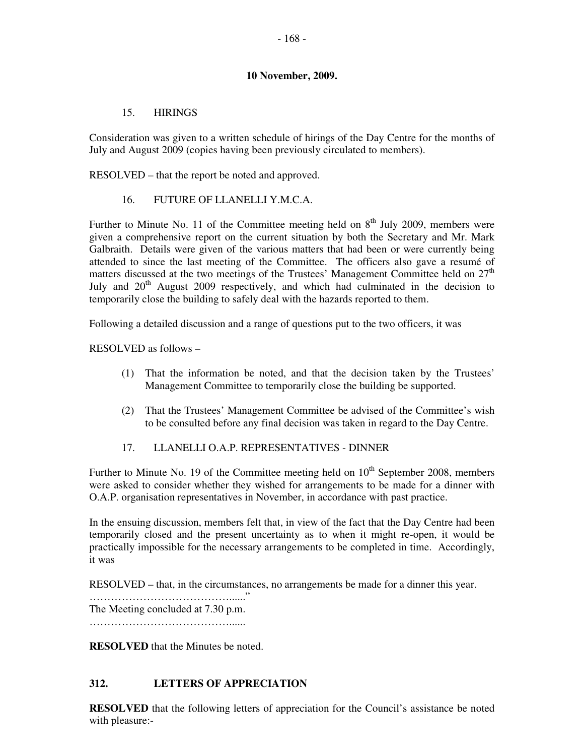**10 November, 2009.**

15. HIRINGS

Consideration was given to a written schedule of hirings of the Day Centre for the months of July and August 2009 (copies having been previously circulated to members).

RESOLVED – that the report be noted and approved.

16. FUTURE OF LLANELLI Y.M.C.A.

Further to Minute No. 11 of the Committee meeting held on 8th July 2009, members were given a comprehensive report on the current situation by both the Secretary and Mr. Mark Galbraith. Details were given of the various matters that had been or were currently being attended to since the last meeting of the Committee. The officers also gave a resumé of matters discussed at the two meetings of the Trustees' Management Committee held on 27th July and 20th August 2009 respectively, and which had culminated in the decision to temporarily close the building to safely deal with the hazards reported to them.

Following a detailed discussion and a range of questions put to the two officers, it was

RESOLVED as follows –

(1) That the information be noted, and that the decision taken by the Trustees' Management Committee to temporarily close the building be supported.

(2) That the Trustees' Management Committee be advised of the Committee's wish to be consulted before any final decision was taken in regard to the Day Centre.

17. LLANELLI O.A.P. REPRESENTATIVES - DINNER

Further to Minute No. 19 of the Committee meeting held on 10th September 2008, members were asked to consider whether they wished for arrangements to be made for a dinner with O.A.P. organisation representatives in November, in accordance with past practice.

In the ensuing discussion, members felt that, in view of the fact that the Day Centre had been temporarily closed and the present uncertainty as to when it might re-open, it would be practically impossible for the necessary arrangements to be completed in time. Accordingly, it was

RESOLVED – that, in the circumstances, no arrangements be made for a dinner this year.
……………………………………......"
The Meeting concluded at 7.30 p.m.
……………………………………......

**RESOLVED** that the Minutes be noted.

## 312. LETTERS OF APPRECIATION

**RESOLVED** that the following letters of appreciation for the Council's assistance be noted with pleasure:-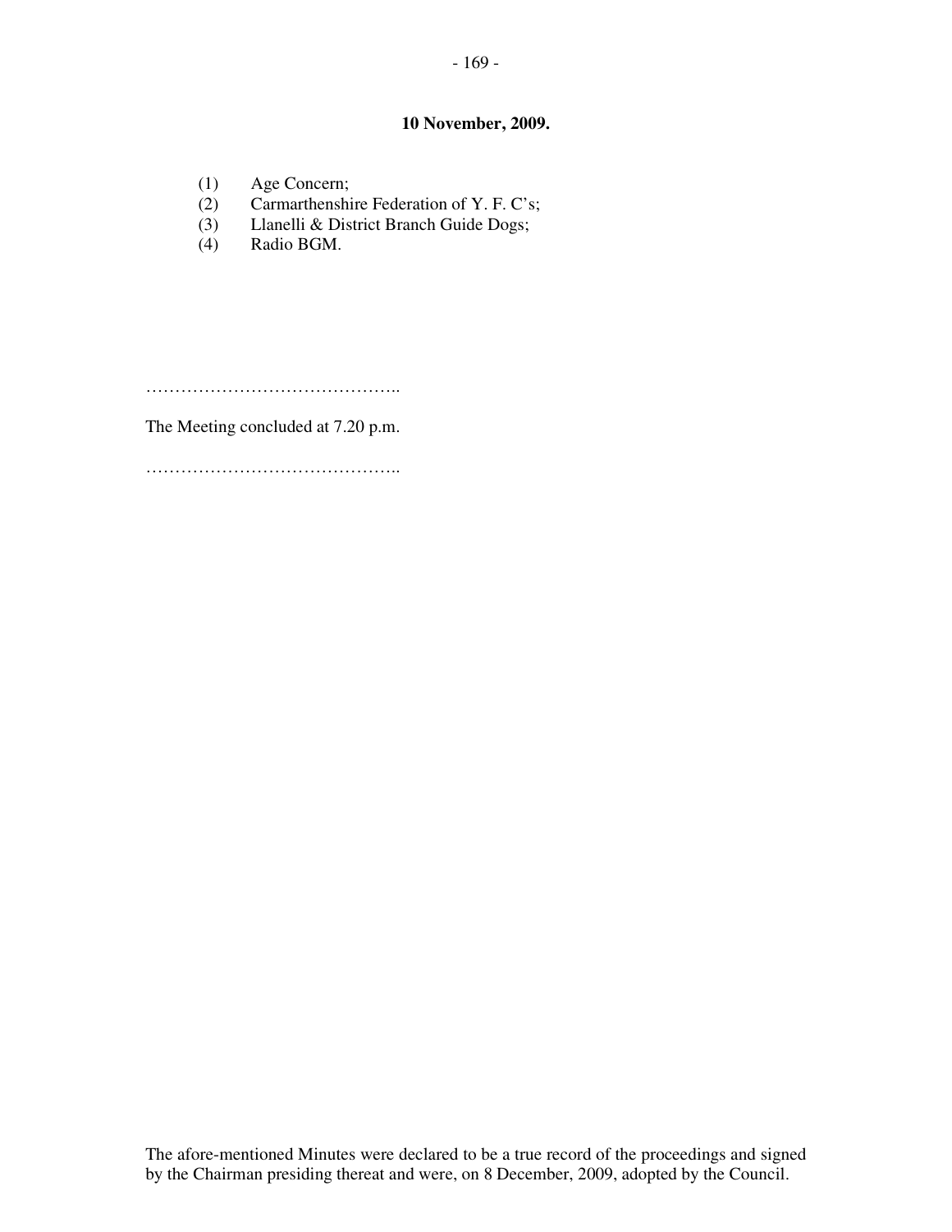**10 November, 2009.**

(1) Age Concern;
(2) Carmarthenshire Federation of Y. F. C's;
(3) Llanelli & District Branch Guide Dogs;
(4) Radio BGM.

……………………………………..

The Meeting concluded at 7.20 p.m.

……………………………………..

The afore-mentioned Minutes were declared to be a true record of the proceedings and signed by the Chairman presiding thereat and were, on 8 December, 2009, adopted by the Council.